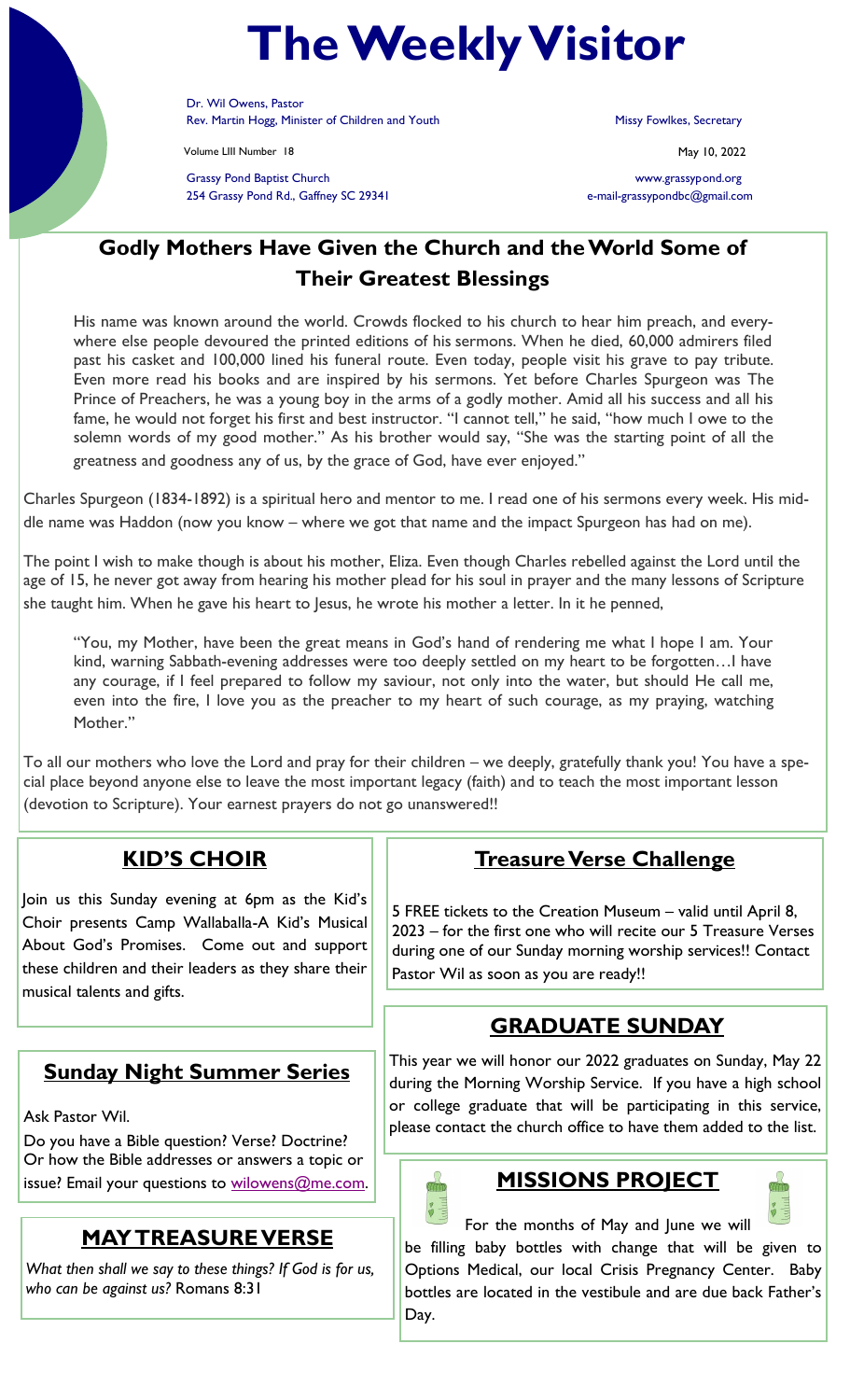# The Weekly Visitor

Dr. Wil Owens, Pastor
Rev. Martin Hogg, Minister of Children and Youth

Missy Fowlkes, Secretary

Volume LIII Number 18

May 10, 2022

Grassy Pond Baptist Church
254 Grassy Pond Rd., Gaffney SC 29341

www.grassypond.org
e-mail-grassypondbc@gmail.com

## Godly Mothers Have Given the Church and the World Some of Their Greatest Blessings

His name was known around the world. Crowds flocked to his church to hear him preach, and everywhere else people devoured the printed editions of his sermons. When he died, 60,000 admirers filed past his casket and 100,000 lined his funeral route. Even today, people visit his grave to pay tribute. Even more read his books and are inspired by his sermons. Yet before Charles Spurgeon was The Prince of Preachers, he was a young boy in the arms of a godly mother. Amid all his success and all his fame, he would not forget his first and best instructor. "I cannot tell," he said, "how much I owe to the solemn words of my good mother." As his brother would say, "She was the starting point of all the greatness and goodness any of us, by the grace of God, have ever enjoyed."

Charles Spurgeon (1834-1892) is a spiritual hero and mentor to me. I read one of his sermons every week. His middle name was Haddon (now you know – where we got that name and the impact Spurgeon has had on me).

The point I wish to make though is about his mother, Eliza. Even though Charles rebelled against the Lord until the age of 15, he never got away from hearing his mother plead for his soul in prayer and the many lessons of Scripture she taught him. When he gave his heart to Jesus, he wrote his mother a letter. In it he penned,

"You, my Mother, have been the great means in God's hand of rendering me what I hope I am. Your kind, warning Sabbath-evening addresses were too deeply settled on my heart to be forgotten…I have any courage, if I feel prepared to follow my saviour, not only into the water, but should He call me, even into the fire, I love you as the preacher to my heart of such courage, as my praying, watching Mother."

To all our mothers who love the Lord and pray for their children – we deeply, gratefully thank you! You have a special place beyond anyone else to leave the most important legacy (faith) and to teach the most important lesson (devotion to Scripture). Your earnest prayers do not go unanswered!!

## KID'S CHOIR

Join us this Sunday evening at 6pm as the Kid's Choir presents Camp Wallaballa-A Kid's Musical About God's Promises. Come out and support these children and their leaders as they share their musical talents and gifts.

## Sunday Night Summer Series

Ask Pastor Wil.

Do you have a Bible question? Verse? Doctrine? Or how the Bible addresses or answers a topic or issue? Email your questions to wilowens@me.com.

## MAY TREASURE VERSE

*What then shall we say to these things? If God is for us, who can be against us?* Romans 8:31

## Treasure Verse Challenge

5 FREE tickets to the Creation Museum – valid until April 8, 2023 – for the first one who will recite our 5 Treasure Verses during one of our Sunday morning worship services!! Contact Pastor Wil as soon as you are ready!!

## GRADUATE SUNDAY

This year we will honor our 2022 graduates on Sunday, May 22 during the Morning Worship Service. If you have a high school or college graduate that will be participating in this service, please contact the church office to have them added to the list.

## MISSIONS PROJECT

For the months of May and June we will be filling baby bottles with change that will be given to Options Medical, our local Crisis Pregnancy Center. Baby bottles are located in the vestibule and are due back Father's Day.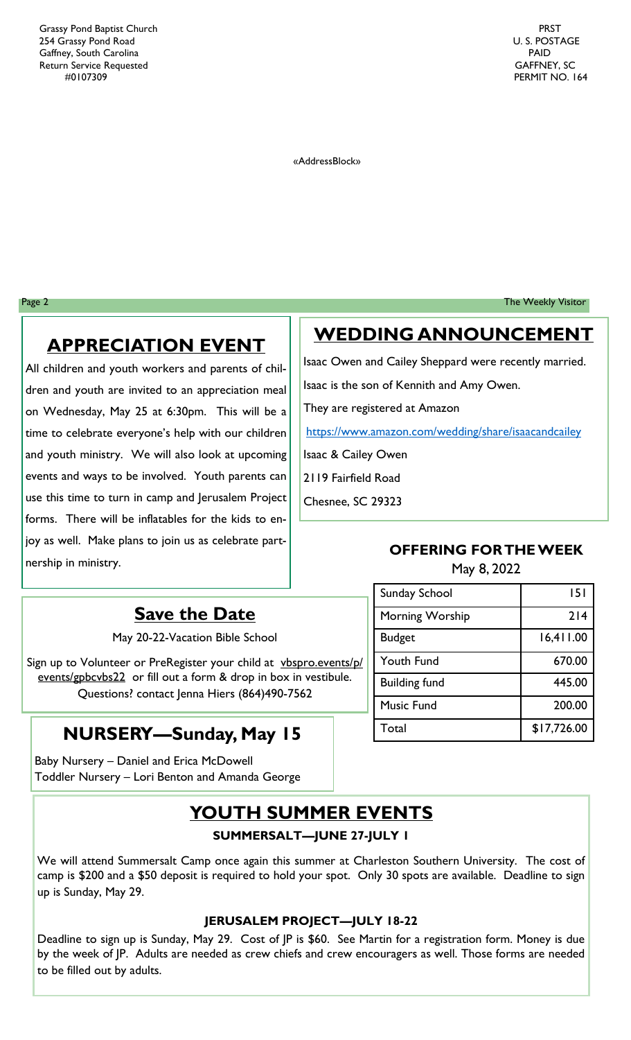Grassy Pond Baptist Church
254 Grassy Pond Road
Gaffney, South Carolina
Return Service Requested
#0107309

PRST
U. S. POSTAGE
PAID
GAFFNEY, SC
PERMIT NO. 164

«AddressBlock»

## APPRECIATION EVENT

All children and youth workers and parents of children and youth are invited to an appreciation meal on Wednesday, May 25 at 6:30pm. This will be a time to celebrate everyone's help with our children and youth ministry. We will also look at upcoming events and ways to be involved. Youth parents can use this time to turn in camp and Jerusalem Project forms. There will be inflatables for the kids to enjoy as well. Make plans to join us as celebrate partnership in ministry.

## WEDDING ANNOUNCEMENT

Isaac Owen and Cailey Sheppard were recently married.

Isaac is the son of Kennith and Amy Owen.

They are registered at Amazon

https://www.amazon.com/wedding/share/isaacandcailey

Isaac & Cailey Owen

2119 Fairfield Road

Chesnee, SC 29323

## Save the Date

May 20-22-Vacation Bible School

Sign up to Volunteer or PreRegister your child at vbspro.events/p/events/gpbcvbs22 or fill out a form & drop in box in vestibule. Questions? contact Jenna Hiers (864)490-7562

### OFFERING FOR THE WEEK

May 8, 2022

| | |
|---|---|
| Sunday School | 151 |
| Morning Worship | 214 |
| Budget | 16,411.00 |
| Youth Fund | 670.00 |
| Building fund | 445.00 |
| Music Fund | 200.00 |
| Total | $17,726.00 |

## NURSERY—Sunday, May 15

Baby Nursery – Daniel and Erica McDowell
Toddler Nursery – Lori Benton and Amanda George

## YOUTH SUMMER EVENTS

### SUMMERSALT—JUNE 27-JULY 1

We will attend Summersalt Camp once again this summer at Charleston Southern University. The cost of camp is $200 and a $50 deposit is required to hold your spot. Only 30 spots are available. Deadline to sign up is Sunday, May 29.

### JERUSALEM PROJECT—JULY 18-22

Deadline to sign up is Sunday, May 29. Cost of JP is $60. See Martin for a registration form. Money is due by the week of JP. Adults are needed as crew chiefs and crew encouragers as well. Those forms are needed to be filled out by adults.